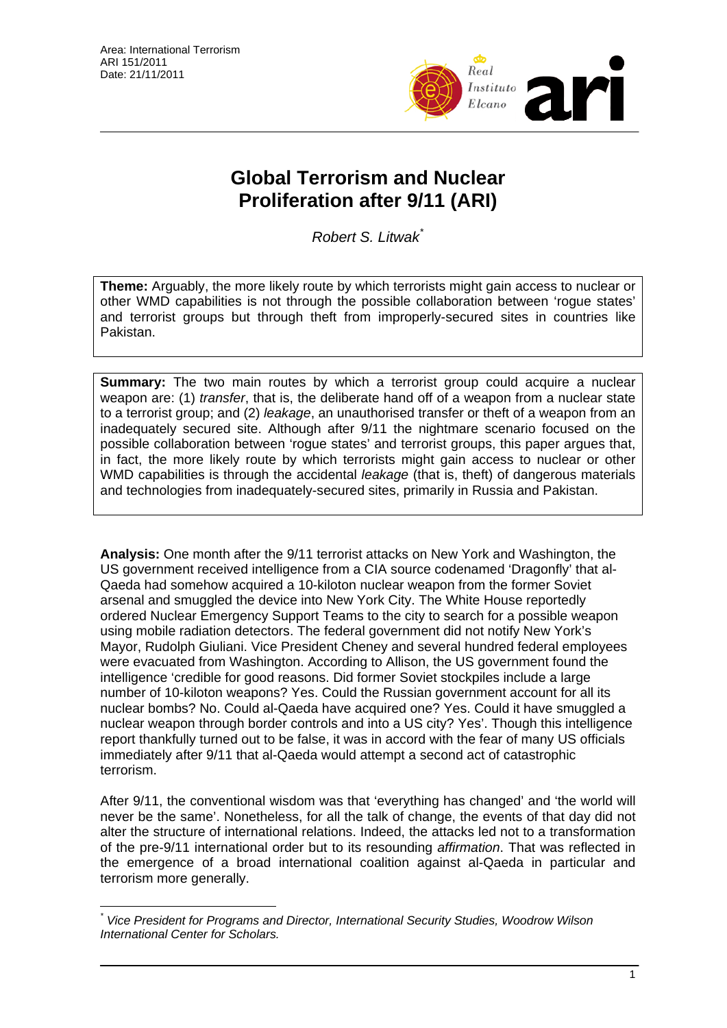Area: International Terrorism
ARI 151/2011
Date: 21/11/2011

# Global Terrorism and Nuclear Proliferation after 9/11 (ARI)

*Robert S. Litwak*[*]

**Theme:** Arguably, the more likely route by which terrorists might gain access to nuclear or other WMD capabilities is not through the possible collaboration between 'rogue states' and terrorist groups but through theft from improperly-secured sites in countries like Pakistan.

**Summary:** The two main routes by which a terrorist group could acquire a nuclear weapon are: (1) *transfer*, that is, the deliberate hand off of a weapon from a nuclear state to a terrorist group; and (2) *leakage*, an unauthorised transfer or theft of a weapon from an inadequately secured site. Although after 9/11 the nightmare scenario focused on the possible collaboration between 'rogue states' and terrorist groups, this paper argues that, in fact, the more likely route by which terrorists might gain access to nuclear or other WMD capabilities is through the accidental *leakage* (that is, theft) of dangerous materials and technologies from inadequately-secured sites, primarily in Russia and Pakistan.

**Analysis:** One month after the 9/11 terrorist attacks on New York and Washington, the US government received intelligence from a CIA source codenamed 'Dragonfly' that al-Qaeda had somehow acquired a 10-kiloton nuclear weapon from the former Soviet arsenal and smuggled the device into New York City. The White House reportedly ordered Nuclear Emergency Support Teams to the city to search for a possible weapon using mobile radiation detectors. The federal government did not notify New York's Mayor, Rudolph Giuliani. Vice President Cheney and several hundred federal employees were evacuated from Washington. According to Allison, the US government found the intelligence 'credible for good reasons. Did former Soviet stockpiles include a large number of 10-kiloton weapons? Yes. Could the Russian government account for all its nuclear bombs? No. Could al-Qaeda have acquired one? Yes. Could it have smuggled a nuclear weapon through border controls and into a US city? Yes'. Though this intelligence report thankfully turned out to be false, it was in accord with the fear of many US officials immediately after 9/11 that al-Qaeda would attempt a second act of catastrophic terrorism.

After 9/11, the conventional wisdom was that 'everything has changed' and 'the world will never be the same'. Nonetheless, for all the talk of change, the events of that day did not alter the structure of international relations. Indeed, the attacks led not to a transformation of the pre-9/11 international order but to its resounding *affirmation*. That was reflected in the emergence of a broad international coalition against al-Qaeda in particular and terrorism more generally.

---

[*] *Vice President for Programs and Director, International Security Studies, Woodrow Wilson International Center for Scholars.*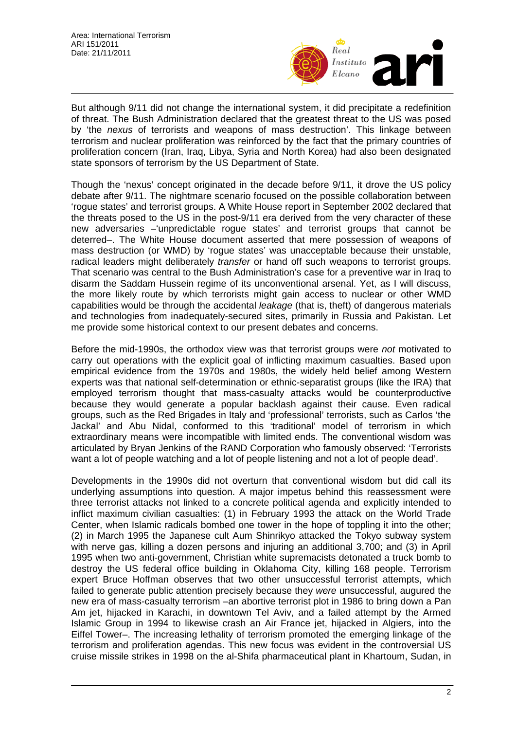But although 9/11 did not change the international system, it did precipitate a redefinition of threat. The Bush Administration declared that the greatest threat to the US was posed by 'the *nexus* of terrorists and weapons of mass destruction'. This linkage between terrorism and nuclear proliferation was reinforced by the fact that the primary countries of proliferation concern (Iran, Iraq, Libya, Syria and North Korea) had also been designated state sponsors of terrorism by the US Department of State.

Though the 'nexus' concept originated in the decade before 9/11, it drove the US policy debate after 9/11. The nightmare scenario focused on the possible collaboration between 'rogue states' and terrorist groups. A White House report in September 2002 declared that the threats posed to the US in the post-9/11 era derived from the very character of these new adversaries –'unpredictable rogue states' and terrorist groups that cannot be deterred–. The White House document asserted that mere possession of weapons of mass destruction (or WMD) by 'rogue states' was unacceptable because their unstable, radical leaders might deliberately *transfer* or hand off such weapons to terrorist groups. That scenario was central to the Bush Administration's case for a preventive war in Iraq to disarm the Saddam Hussein regime of its unconventional arsenal. Yet, as I will discuss, the more likely route by which terrorists might gain access to nuclear or other WMD capabilities would be through the accidental *leakage* (that is, theft) of dangerous materials and technologies from inadequately-secured sites, primarily in Russia and Pakistan. Let me provide some historical context to our present debates and concerns.

Before the mid-1990s, the orthodox view was that terrorist groups were *not* motivated to carry out operations with the explicit goal of inflicting maximum casualties. Based upon empirical evidence from the 1970s and 1980s, the widely held belief among Western experts was that national self-determination or ethnic-separatist groups (like the IRA) that employed terrorism thought that mass-casualty attacks would be counterproductive because they would generate a popular backlash against their cause. Even radical groups, such as the Red Brigades in Italy and 'professional' terrorists, such as Carlos 'the Jackal' and Abu Nidal, conformed to this 'traditional' model of terrorism in which extraordinary means were incompatible with limited ends. The conventional wisdom was articulated by Bryan Jenkins of the RAND Corporation who famously observed: 'Terrorists want a lot of people watching and a lot of people listening and not a lot of people dead'.

Developments in the 1990s did not overturn that conventional wisdom but did call its underlying assumptions into question. A major impetus behind this reassessment were three terrorist attacks not linked to a concrete political agenda and explicitly intended to inflict maximum civilian casualties: (1) in February 1993 the attack on the World Trade Center, when Islamic radicals bombed one tower in the hope of toppling it into the other; (2) in March 1995 the Japanese cult Aum Shinrikyo attacked the Tokyo subway system with nerve gas, killing a dozen persons and injuring an additional 3,700; and (3) in April 1995 when two anti-government, Christian white supremacists detonated a truck bomb to destroy the US federal office building in Oklahoma City, killing 168 people. Terrorism expert Bruce Hoffman observes that two other unsuccessful terrorist attempts, which failed to generate public attention precisely because they *were* unsuccessful, augured the new era of mass-casualty terrorism –an abortive terrorist plot in 1986 to bring down a Pan Am jet, hijacked in Karachi, in downtown Tel Aviv, and a failed attempt by the Armed Islamic Group in 1994 to likewise crash an Air France jet, hijacked in Algiers, into the Eiffel Tower–. The increasing lethality of terrorism promoted the emerging linkage of the terrorism and proliferation agendas. This new focus was evident in the controversial US cruise missile strikes in 1998 on the al-Shifa pharmaceutical plant in Khartoum, Sudan, in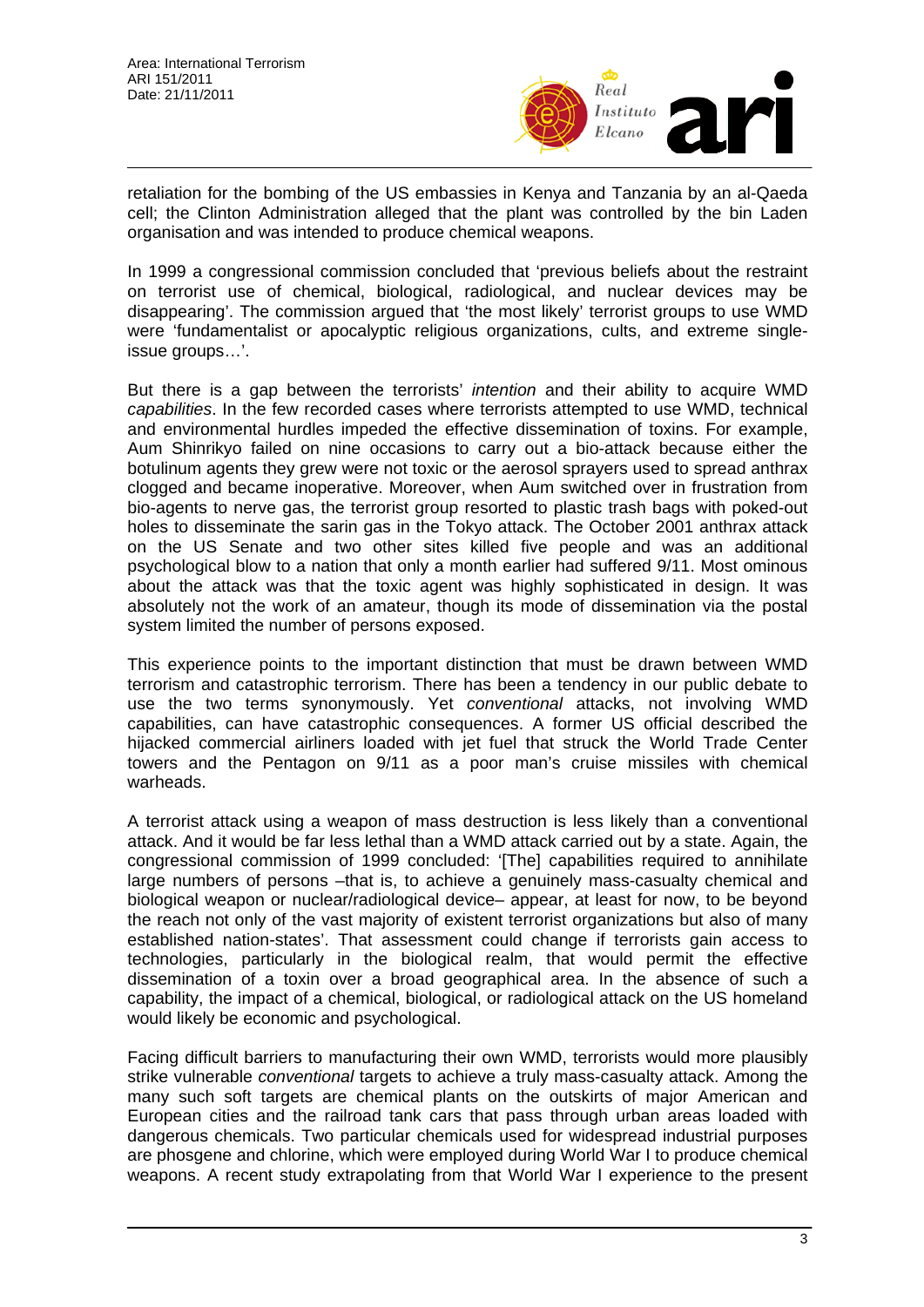retaliation for the bombing of the US embassies in Kenya and Tanzania by an al-Qaeda cell; the Clinton Administration alleged that the plant was controlled by the bin Laden organisation and was intended to produce chemical weapons.

In 1999 a congressional commission concluded that 'previous beliefs about the restraint on terrorist use of chemical, biological, radiological, and nuclear devices may be disappearing'. The commission argued that 'the most likely' terrorist groups to use WMD were 'fundamentalist or apocalyptic religious organizations, cults, and extreme single-issue groups…'.

But there is a gap between the terrorists' *intention* and their ability to acquire WMD *capabilities*. In the few recorded cases where terrorists attempted to use WMD, technical and environmental hurdles impeded the effective dissemination of toxins. For example, Aum Shinrikyo failed on nine occasions to carry out a bio-attack because either the botulinum agents they grew were not toxic or the aerosol sprayers used to spread anthrax clogged and became inoperative. Moreover, when Aum switched over in frustration from bio-agents to nerve gas, the terrorist group resorted to plastic trash bags with poked-out holes to disseminate the sarin gas in the Tokyo attack. The October 2001 anthrax attack on the US Senate and two other sites killed five people and was an additional psychological blow to a nation that only a month earlier had suffered 9/11. Most ominous about the attack was that the toxic agent was highly sophisticated in design. It was absolutely not the work of an amateur, though its mode of dissemination via the postal system limited the number of persons exposed.

This experience points to the important distinction that must be drawn between WMD terrorism and catastrophic terrorism. There has been a tendency in our public debate to use the two terms synonymously. Yet *conventional* attacks, not involving WMD capabilities, can have catastrophic consequences. A former US official described the hijacked commercial airliners loaded with jet fuel that struck the World Trade Center towers and the Pentagon on 9/11 as a poor man's cruise missiles with chemical warheads.

A terrorist attack using a weapon of mass destruction is less likely than a conventional attack. And it would be far less lethal than a WMD attack carried out by a state. Again, the congressional commission of 1999 concluded: '[The] capabilities required to annihilate large numbers of persons –that is, to achieve a genuinely mass-casualty chemical and biological weapon or nuclear/radiological device– appear, at least for now, to be beyond the reach not only of the vast majority of existent terrorist organizations but also of many established nation-states'. That assessment could change if terrorists gain access to technologies, particularly in the biological realm, that would permit the effective dissemination of a toxin over a broad geographical area. In the absence of such a capability, the impact of a chemical, biological, or radiological attack on the US homeland would likely be economic and psychological.

Facing difficult barriers to manufacturing their own WMD, terrorists would more plausibly strike vulnerable *conventional* targets to achieve a truly mass-casualty attack. Among the many such soft targets are chemical plants on the outskirts of major American and European cities and the railroad tank cars that pass through urban areas loaded with dangerous chemicals. Two particular chemicals used for widespread industrial purposes are phosgene and chlorine, which were employed during World War I to produce chemical weapons. A recent study extrapolating from that World War I experience to the present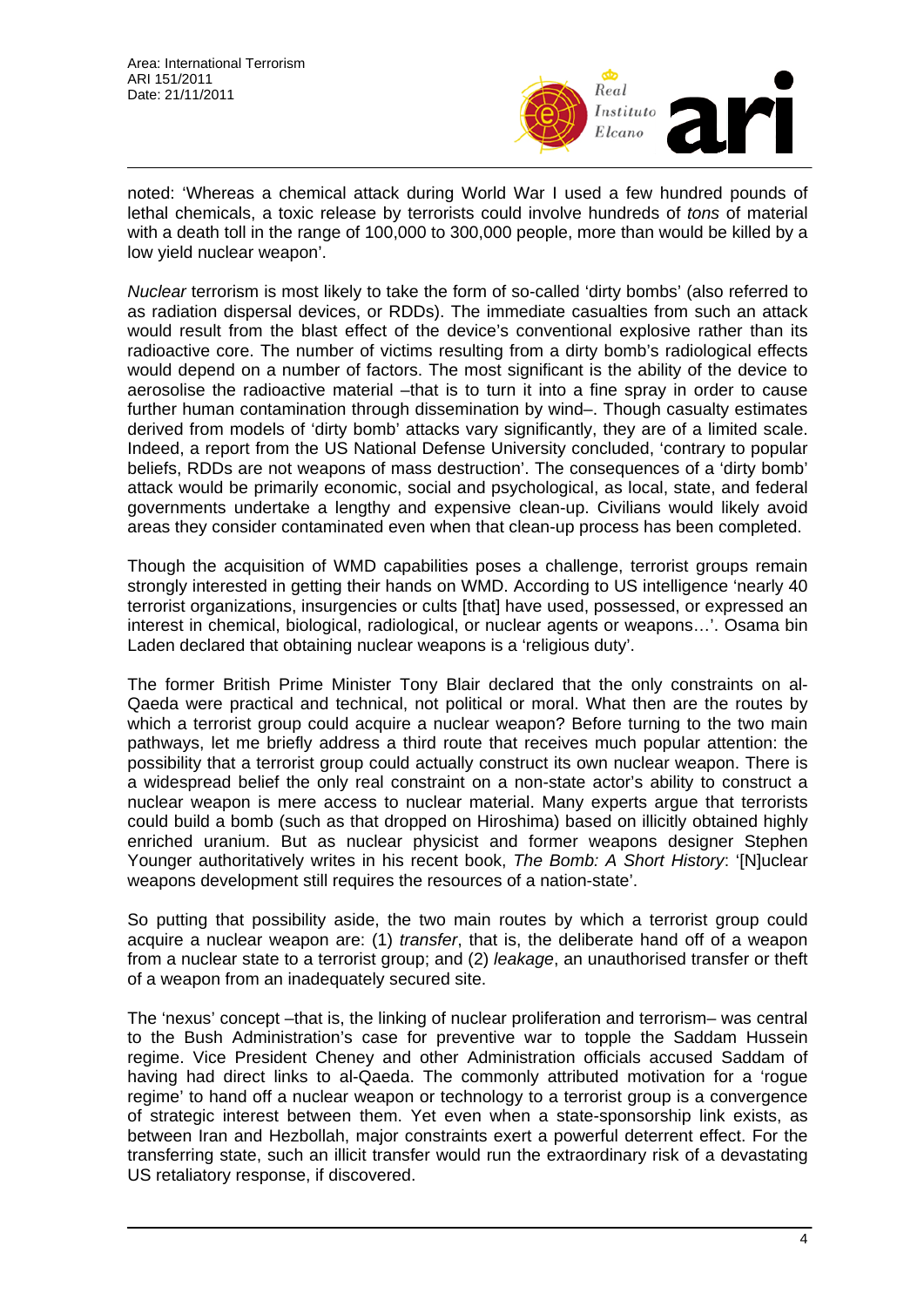noted: 'Whereas a chemical attack during World War I used a few hundred pounds of lethal chemicals, a toxic release by terrorists could involve hundreds of *tons* of material with a death toll in the range of 100,000 to 300,000 people, more than would be killed by a low yield nuclear weapon'.

*Nuclear* terrorism is most likely to take the form of so-called 'dirty bombs' (also referred to as radiation dispersal devices, or RDDs). The immediate casualties from such an attack would result from the blast effect of the device's conventional explosive rather than its radioactive core. The number of victims resulting from a dirty bomb's radiological effects would depend on a number of factors. The most significant is the ability of the device to aerosolise the radioactive material –that is to turn it into a fine spray in order to cause further human contamination through dissemination by wind–. Though casualty estimates derived from models of 'dirty bomb' attacks vary significantly, they are of a limited scale. Indeed, a report from the US National Defense University concluded, 'contrary to popular beliefs, RDDs are not weapons of mass destruction'. The consequences of a 'dirty bomb' attack would be primarily economic, social and psychological, as local, state, and federal governments undertake a lengthy and expensive clean-up. Civilians would likely avoid areas they consider contaminated even when that clean-up process has been completed.

Though the acquisition of WMD capabilities poses a challenge, terrorist groups remain strongly interested in getting their hands on WMD. According to US intelligence 'nearly 40 terrorist organizations, insurgencies or cults [that] have used, possessed, or expressed an interest in chemical, biological, radiological, or nuclear agents or weapons…'. Osama bin Laden declared that obtaining nuclear weapons is a 'religious duty'.

The former British Prime Minister Tony Blair declared that the only constraints on al-Qaeda were practical and technical, not political or moral. What then are the routes by which a terrorist group could acquire a nuclear weapon? Before turning to the two main pathways, let me briefly address a third route that receives much popular attention: the possibility that a terrorist group could actually construct its own nuclear weapon. There is a widespread belief the only real constraint on a non-state actor's ability to construct a nuclear weapon is mere access to nuclear material. Many experts argue that terrorists could build a bomb (such as that dropped on Hiroshima) based on illicitly obtained highly enriched uranium. But as nuclear physicist and former weapons designer Stephen Younger authoritatively writes in his recent book, *The Bomb: A Short History*: '[N]uclear weapons development still requires the resources of a nation-state'.

So putting that possibility aside, the two main routes by which a terrorist group could acquire a nuclear weapon are: (1) *transfer*, that is, the deliberate hand off of a weapon from a nuclear state to a terrorist group; and (2) *leakage*, an unauthorised transfer or theft of a weapon from an inadequately secured site.

The 'nexus' concept –that is, the linking of nuclear proliferation and terrorism– was central to the Bush Administration's case for preventive war to topple the Saddam Hussein regime. Vice President Cheney and other Administration officials accused Saddam of having had direct links to al-Qaeda. The commonly attributed motivation for a 'rogue regime' to hand off a nuclear weapon or technology to a terrorist group is a convergence of strategic interest between them. Yet even when a state-sponsorship link exists, as between Iran and Hezbollah, major constraints exert a powerful deterrent effect. For the transferring state, such an illicit transfer would run the extraordinary risk of a devastating US retaliatory response, if discovered.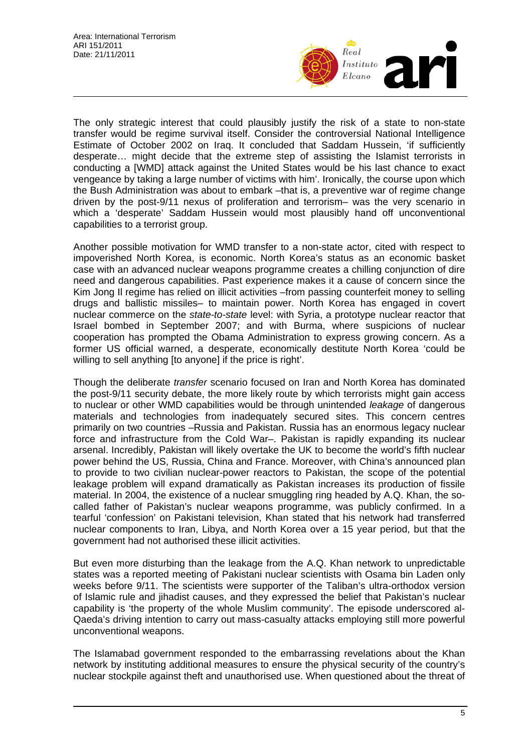The only strategic interest that could plausibly justify the risk of a state to non-state transfer would be regime survival itself. Consider the controversial National Intelligence Estimate of October 2002 on Iraq. It concluded that Saddam Hussein, 'if sufficiently desperate… might decide that the extreme step of assisting the Islamist terrorists in conducting a [WMD] attack against the United States would be his last chance to exact vengeance by taking a large number of victims with him'. Ironically, the course upon which the Bush Administration was about to embark –that is, a preventive war of regime change driven by the post-9/11 nexus of proliferation and terrorism– was the very scenario in which a 'desperate' Saddam Hussein would most plausibly hand off unconventional capabilities to a terrorist group.

Another possible motivation for WMD transfer to a non-state actor, cited with respect to impoverished North Korea, is economic. North Korea's status as an economic basket case with an advanced nuclear weapons programme creates a chilling conjunction of dire need and dangerous capabilities. Past experience makes it a cause of concern since the Kim Jong Il regime has relied on illicit activities –from passing counterfeit money to selling drugs and ballistic missiles– to maintain power. North Korea has engaged in covert nuclear commerce on the *state-to-state* level: with Syria, a prototype nuclear reactor that Israel bombed in September 2007; and with Burma, where suspicions of nuclear cooperation has prompted the Obama Administration to express growing concern. As a former US official warned, a desperate, economically destitute North Korea 'could be willing to sell anything [to anyone] if the price is right'.

Though the deliberate *transfer* scenario focused on Iran and North Korea has dominated the post-9/11 security debate, the more likely route by which terrorists might gain access to nuclear or other WMD capabilities would be through unintended *leakage* of dangerous materials and technologies from inadequately secured sites. This concern centres primarily on two countries –Russia and Pakistan. Russia has an enormous legacy nuclear force and infrastructure from the Cold War–. Pakistan is rapidly expanding its nuclear arsenal. Incredibly, Pakistan will likely overtake the UK to become the world's fifth nuclear power behind the US, Russia, China and France. Moreover, with China's announced plan to provide to two civilian nuclear-power reactors to Pakistan, the scope of the potential leakage problem will expand dramatically as Pakistan increases its production of fissile material. In 2004, the existence of a nuclear smuggling ring headed by A.Q. Khan, the so-called father of Pakistan's nuclear weapons programme, was publicly confirmed. In a tearful 'confession' on Pakistani television, Khan stated that his network had transferred nuclear components to Iran, Libya, and North Korea over a 15 year period, but that the government had not authorised these illicit activities.

But even more disturbing than the leakage from the A.Q. Khan network to unpredictable states was a reported meeting of Pakistani nuclear scientists with Osama bin Laden only weeks before 9/11. The scientists were supporter of the Taliban's ultra-orthodox version of Islamic rule and jihadist causes, and they expressed the belief that Pakistan's nuclear capability is 'the property of the whole Muslim community'. The episode underscored al-Qaeda's driving intention to carry out mass-casualty attacks employing still more powerful unconventional weapons.

The Islamabad government responded to the embarrassing revelations about the Khan network by instituting additional measures to ensure the physical security of the country's nuclear stockpile against theft and unauthorised use. When questioned about the threat of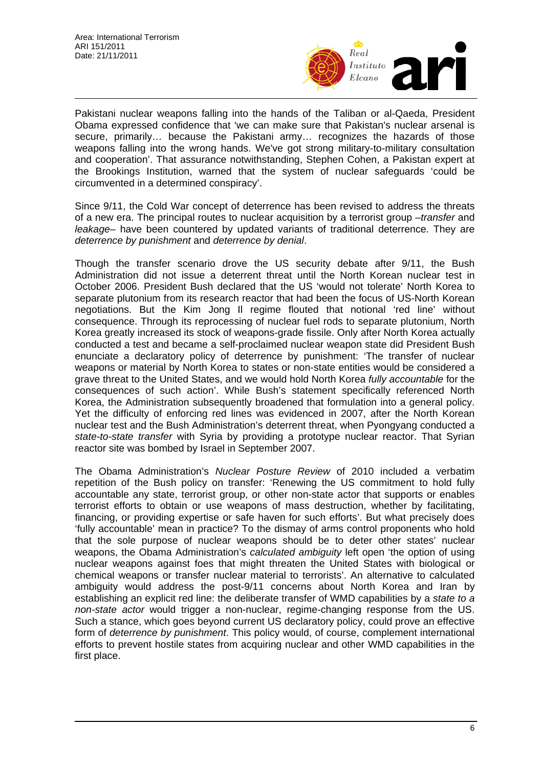Pakistani nuclear weapons falling into the hands of the Taliban or al-Qaeda, President Obama expressed confidence that 'we can make sure that Pakistan's nuclear arsenal is secure, primarily… because the Pakistani army… recognizes the hazards of those weapons falling into the wrong hands. We've got strong military-to-military consultation and cooperation'. That assurance notwithstanding, Stephen Cohen, a Pakistan expert at the Brookings Institution, warned that the system of nuclear safeguards 'could be circumvented in a determined conspiracy'.

Since 9/11, the Cold War concept of deterrence has been revised to address the threats of a new era. The principal routes to nuclear acquisition by a terrorist group –*transfer* and *leakage*– have been countered by updated variants of traditional deterrence. They are *deterrence by punishment* and *deterrence by denial*.

Though the transfer scenario drove the US security debate after 9/11, the Bush Administration did not issue a deterrent threat until the North Korean nuclear test in October 2006. President Bush declared that the US 'would not tolerate' North Korea to separate plutonium from its research reactor that had been the focus of US-North Korean negotiations. But the Kim Jong Il regime flouted that notional 'red line' without consequence. Through its reprocessing of nuclear fuel rods to separate plutonium, North Korea greatly increased its stock of weapons-grade fissile. Only after North Korea actually conducted a test and became a self-proclaimed nuclear weapon state did President Bush enunciate a declaratory policy of deterrence by punishment: 'The transfer of nuclear weapons or material by North Korea to states or non-state entities would be considered a grave threat to the United States, and we would hold North Korea *fully accountable* for the consequences of such action'. While Bush's statement specifically referenced North Korea, the Administration subsequently broadened that formulation into a general policy. Yet the difficulty of enforcing red lines was evidenced in 2007, after the North Korean nuclear test and the Bush Administration's deterrent threat, when Pyongyang conducted a *state-to-state transfer* with Syria by providing a prototype nuclear reactor. That Syrian reactor site was bombed by Israel in September 2007.

The Obama Administration's *Nuclear Posture Review* of 2010 included a verbatim repetition of the Bush policy on transfer: 'Renewing the US commitment to hold fully accountable any state, terrorist group, or other non-state actor that supports or enables terrorist efforts to obtain or use weapons of mass destruction, whether by facilitating, financing, or providing expertise or safe haven for such efforts'. But what precisely does 'fully accountable' mean in practice? To the dismay of arms control proponents who hold that the sole purpose of nuclear weapons should be to deter other states' nuclear weapons, the Obama Administration's *calculated ambiguity* left open 'the option of using nuclear weapons against foes that might threaten the United States with biological or chemical weapons or transfer nuclear material to terrorists'. An alternative to calculated ambiguity would address the post-9/11 concerns about North Korea and Iran by establishing an explicit red line: the deliberate transfer of WMD capabilities by a *state to a non-state actor* would trigger a non-nuclear, regime-changing response from the US. Such a stance, which goes beyond current US declaratory policy, could prove an effective form of *deterrence by punishment*. This policy would, of course, complement international efforts to prevent hostile states from acquiring nuclear and other WMD capabilities in the first place.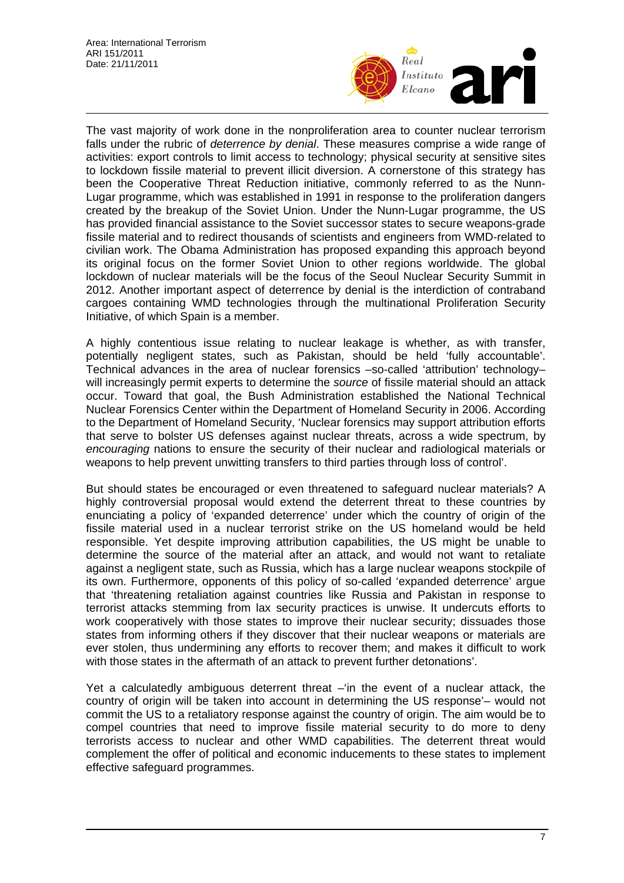The vast majority of work done in the nonproliferation area to counter nuclear terrorism falls under the rubric of *deterrence by denial*. These measures comprise a wide range of activities: export controls to limit access to technology; physical security at sensitive sites to lockdown fissile material to prevent illicit diversion. A cornerstone of this strategy has been the Cooperative Threat Reduction initiative, commonly referred to as the Nunn-Lugar programme, which was established in 1991 in response to the proliferation dangers created by the breakup of the Soviet Union. Under the Nunn-Lugar programme, the US has provided financial assistance to the Soviet successor states to secure weapons-grade fissile material and to redirect thousands of scientists and engineers from WMD-related to civilian work. The Obama Administration has proposed expanding this approach beyond its original focus on the former Soviet Union to other regions worldwide. The global lockdown of nuclear materials will be the focus of the Seoul Nuclear Security Summit in 2012. Another important aspect of deterrence by denial is the interdiction of contraband cargoes containing WMD technologies through the multinational Proliferation Security Initiative, of which Spain is a member.

A highly contentious issue relating to nuclear leakage is whether, as with transfer, potentially negligent states, such as Pakistan, should be held 'fully accountable'. Technical advances in the area of nuclear forensics –so-called 'attribution' technology– will increasingly permit experts to determine the *source* of fissile material should an attack occur. Toward that goal, the Bush Administration established the National Technical Nuclear Forensics Center within the Department of Homeland Security in 2006. According to the Department of Homeland Security, 'Nuclear forensics may support attribution efforts that serve to bolster US defenses against nuclear threats, across a wide spectrum, by *encouraging* nations to ensure the security of their nuclear and radiological materials or weapons to help prevent unwitting transfers to third parties through loss of control'.

But should states be encouraged or even threatened to safeguard nuclear materials? A highly controversial proposal would extend the deterrent threat to these countries by enunciating a policy of 'expanded deterrence' under which the country of origin of the fissile material used in a nuclear terrorist strike on the US homeland would be held responsible. Yet despite improving attribution capabilities, the US might be unable to determine the source of the material after an attack, and would not want to retaliate against a negligent state, such as Russia, which has a large nuclear weapons stockpile of its own. Furthermore, opponents of this policy of so-called 'expanded deterrence' argue that 'threatening retaliation against countries like Russia and Pakistan in response to terrorist attacks stemming from lax security practices is unwise. It undercuts efforts to work cooperatively with those states to improve their nuclear security; dissuades those states from informing others if they discover that their nuclear weapons or materials are ever stolen, thus undermining any efforts to recover them; and makes it difficult to work with those states in the aftermath of an attack to prevent further detonations'.

Yet a calculatedly ambiguous deterrent threat –'in the event of a nuclear attack, the country of origin will be taken into account in determining the US response'– would not commit the US to a retaliatory response against the country of origin. The aim would be to compel countries that need to improve fissile material security to do more to deny terrorists access to nuclear and other WMD capabilities. The deterrent threat would complement the offer of political and economic inducements to these states to implement effective safeguard programmes.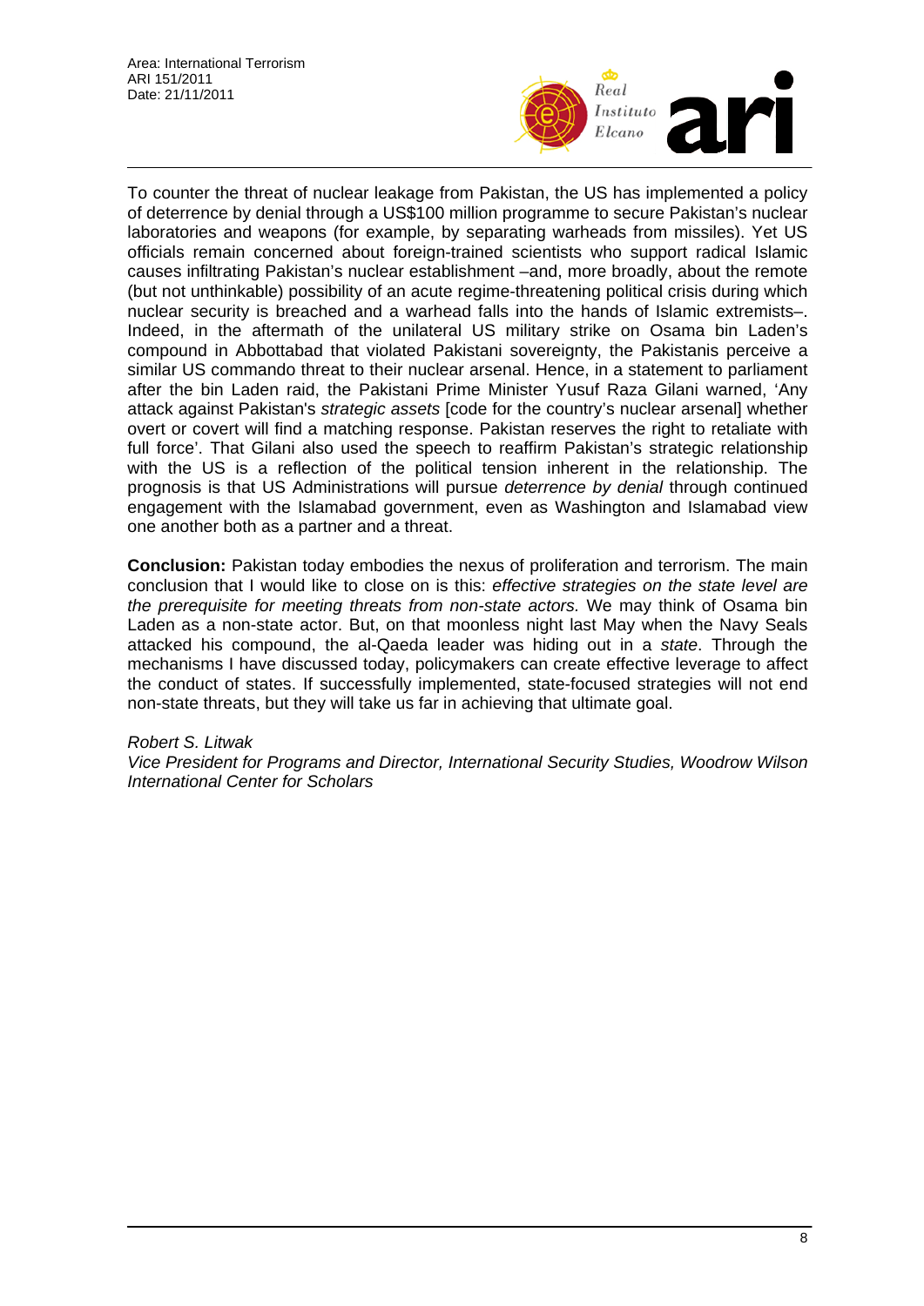To counter the threat of nuclear leakage from Pakistan, the US has implemented a policy of deterrence by denial through a US$100 million programme to secure Pakistan's nuclear laboratories and weapons (for example, by separating warheads from missiles). Yet US officials remain concerned about foreign-trained scientists who support radical Islamic causes infiltrating Pakistan's nuclear establishment –and, more broadly, about the remote (but not unthinkable) possibility of an acute regime-threatening political crisis during which nuclear security is breached and a warhead falls into the hands of Islamic extremists–. Indeed, in the aftermath of the unilateral US military strike on Osama bin Laden's compound in Abbottabad that violated Pakistani sovereignty, the Pakistanis perceive a similar US commando threat to their nuclear arsenal. Hence, in a statement to parliament after the bin Laden raid, the Pakistani Prime Minister Yusuf Raza Gilani warned, 'Any attack against Pakistan's *strategic assets* [code for the country's nuclear arsenal] whether overt or covert will find a matching response. Pakistan reserves the right to retaliate with full force'. That Gilani also used the speech to reaffirm Pakistan's strategic relationship with the US is a reflection of the political tension inherent in the relationship. The prognosis is that US Administrations will pursue *deterrence by denial* through continued engagement with the Islamabad government, even as Washington and Islamabad view one another both as a partner and a threat.

**Conclusion:** Pakistan today embodies the nexus of proliferation and terrorism. The main conclusion that I would like to close on is this: *effective strategies on the state level are the prerequisite for meeting threats from non-state actors.* We may think of Osama bin Laden as a non-state actor. But, on that moonless night last May when the Navy Seals attacked his compound, the al-Qaeda leader was hiding out in a *state*. Through the mechanisms I have discussed today, policymakers can create effective leverage to affect the conduct of states. If successfully implemented, state-focused strategies will not end non-state threats, but they will take us far in achieving that ultimate goal.

*Robert S. Litwak*
*Vice President for Programs and Director, International Security Studies, Woodrow Wilson International Center for Scholars*